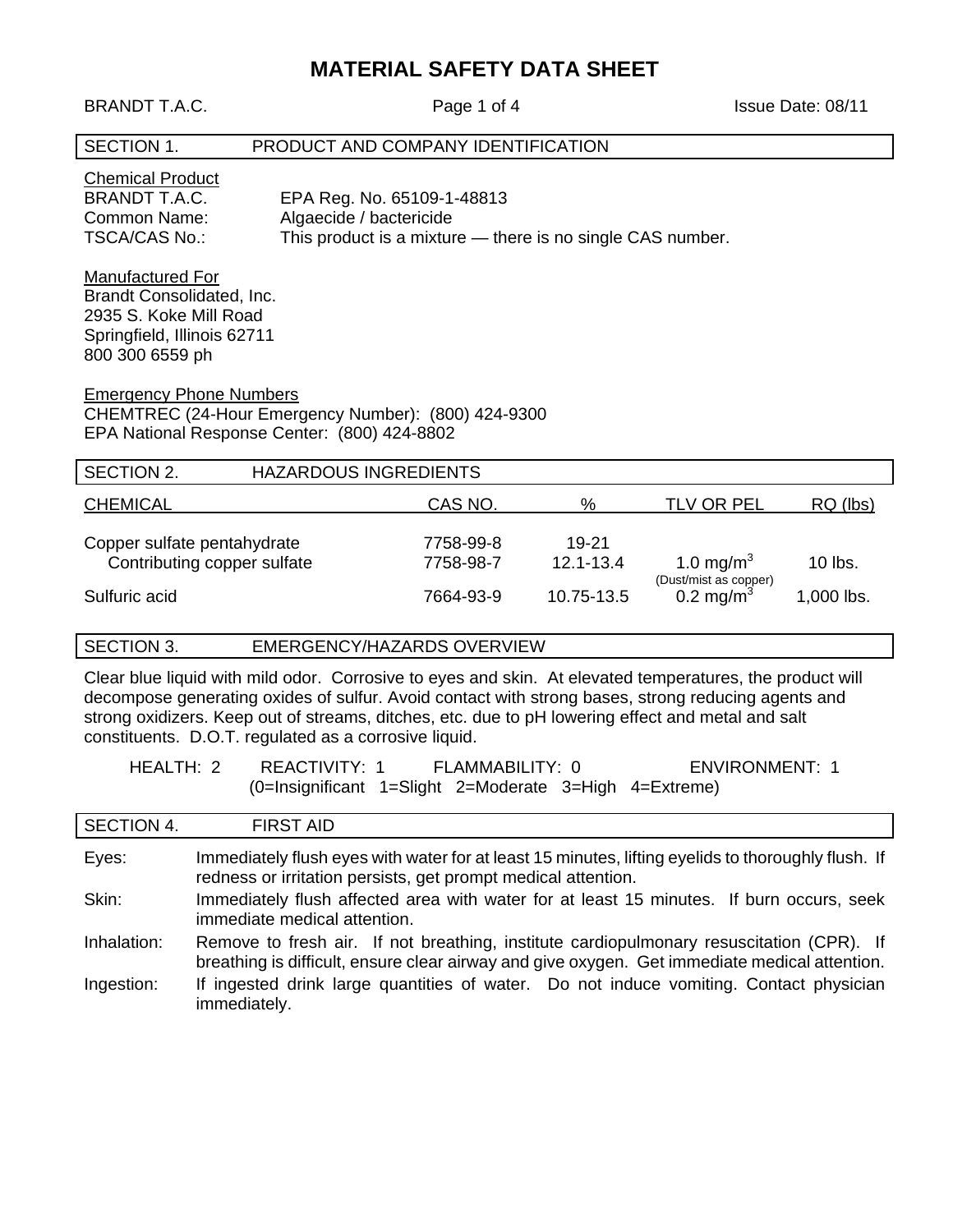# MATERIAL SAFETY DATA SHEET

BRANDT T.A.C. Issue Date: 08/11

## SECTION 1. PRODUCT AND COMPANY IDENTIFICATION

Chemical Product

BRANDT T.A.C. EPA Reg. No. 65109-1-48813

Common Name: Algaecide / bactericide

TSCA/CAS No.: This product is a mixture — there is no single CAS number.

Manufactured For

Brandt Consolidated, Inc.
2935 S. Koke Mill Road
Springfield, Illinois 62711
800 300 6559 ph

Emergency Phone Numbers

CHEMTREC (24-Hour Emergency Number): (800) 424-9300
EPA National Response Center: (800) 424-8802

## SECTION 2. HAZARDOUS INGREDIENTS

| CHEMICAL | CAS NO. | % | TLV OR PEL | RQ (lbs) |
|---|---|---|---|---|
| Copper sulfate pentahydrate | 7758-99-8 | 19-21 | | |
| Contributing copper sulfate | 7758-98-7 | 12.1-13.4 | 1.0 $mg/m^3$ (Dust/mist as copper) | 10 lbs. |
| Sulfuric acid | 7664-93-9 | 10.75-13.5 | 0.2 $mg/m^3$ | 1,000 lbs. |

## SECTION 3. EMERGENCY/HAZARDS OVERVIEW

Clear blue liquid with mild odor. Corrosive to eyes and skin. At elevated temperatures, the product will decompose generating oxides of sulfur. Avoid contact with strong bases, strong reducing agents and strong oxidizers. Keep out of streams, ditches, etc. due to pH lowering effect and metal and salt constituents. D.O.T. regulated as a corrosive liquid.

HEALTH: 2 REACTIVITY: 1 FLAMMABILITY: 0 ENVIRONMENT: 1
(0=Insignificant 1=Slight 2=Moderate 3=High 4=Extreme)

## SECTION 4. FIRST AID

**Eyes:** Immediately flush eyes with water for at least 15 minutes, lifting eyelids to thoroughly flush. If redness or irritation persists, get prompt medical attention.

**Skin:** Immediately flush affected area with water for at least 15 minutes. If burn occurs, seek immediate medical attention.

**Inhalation:** Remove to fresh air. If not breathing, institute cardiopulmonary resuscitation (CPR). If breathing is difficult, ensure clear airway and give oxygen. Get immediate medical attention.

**Ingestion:** If ingested drink large quantities of water. Do not induce vomiting. Contact physician immediately.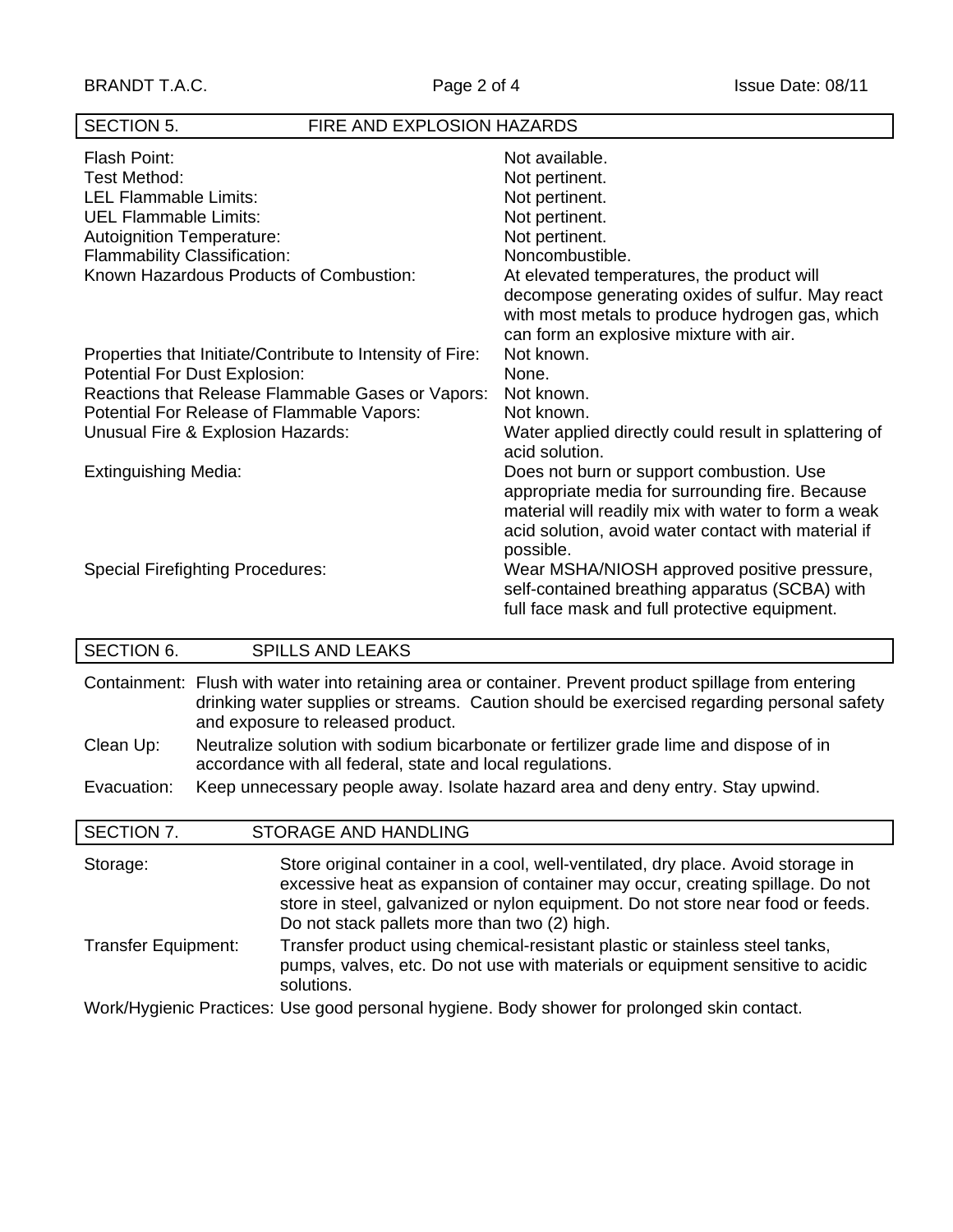## SECTION 5. FIRE AND EXPLOSION HAZARDS

| | |
|---|---|
| Flash Point: | Not available. |
| Test Method: | Not pertinent. |
| LEL Flammable Limits: | Not pertinent. |
| UEL Flammable Limits: | Not pertinent. |
| Autoignition Temperature: | Not pertinent. |
| Flammability Classification: | Noncombustible. |
| Known Hazardous Products of Combustion: | At elevated temperatures, the product will decompose generating oxides of sulfur. May react with most metals to produce hydrogen gas, which can form an explosive mixture with air. |
| Properties that Initiate/Contribute to Intensity of Fire: | Not known. |
| Potential For Dust Explosion: | None. |
| Reactions that Release Flammable Gases or Vapors: | Not known. |
| Potential For Release of Flammable Vapors: | Not known. |
| Unusual Fire & Explosion Hazards: | Water applied directly could result in splattering of acid solution. |
| Extinguishing Media: | Does not burn or support combustion. Use appropriate media for surrounding fire. Because material will readily mix with water to form a weak acid solution, avoid water contact with material if possible. |
| Special Firefighting Procedures: | Wear MSHA/NIOSH approved positive pressure, self-contained breathing apparatus (SCBA) with full face mask and full protective equipment. |

## SECTION 6. SPILLS AND LEAKS

**Containment:** Flush with water into retaining area or container. Prevent product spillage from entering drinking water supplies or streams. Caution should be exercised regarding personal safety and exposure to released product.

**Clean Up:** Neutralize solution with sodium bicarbonate or fertilizer grade lime and dispose of in accordance with all federal, state and local regulations.

**Evacuation:** Keep unnecessary people away. Isolate hazard area and deny entry. Stay upwind.

## SECTION 7. STORAGE AND HANDLING

**Storage:** Store original container in a cool, well-ventilated, dry place. Avoid storage in excessive heat as expansion of container may occur, creating spillage. Do not store in steel, galvanized or nylon equipment. Do not store near food or feeds. Do not stack pallets more than two (2) high.

**Transfer Equipment:** Transfer product using chemical-resistant plastic or stainless steel tanks, pumps, valves, etc. Do not use with materials or equipment sensitive to acidic solutions.

**Work/Hygienic Practices:** Use good personal hygiene. Body shower for prolonged skin contact.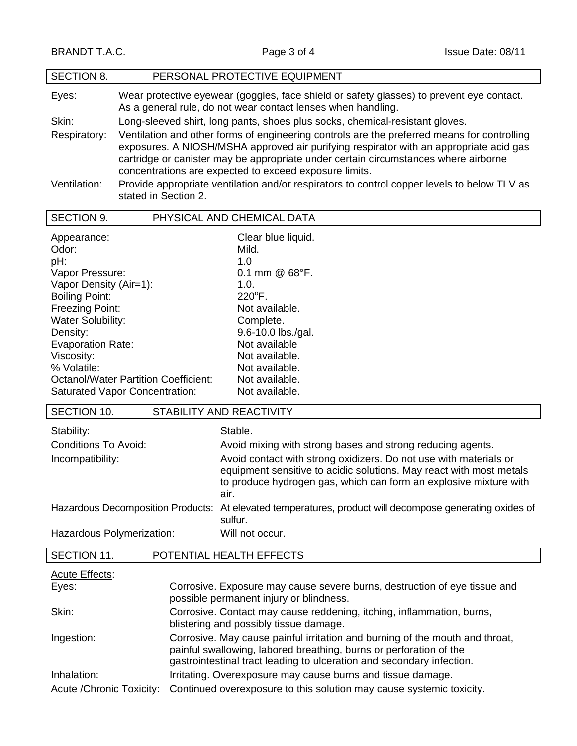## SECTION 8. PERSONAL PROTECTIVE EQUIPMENT

| | |
|---|---|
| Eyes: | Wear protective eyewear (goggles, face shield or safety glasses) to prevent eye contact. As a general rule, do not wear contact lenses when handling. |
| Skin: | Long-sleeved shirt, long pants, shoes plus socks, chemical-resistant gloves. |
| Respiratory: | Ventilation and other forms of engineering controls are the preferred means for controlling exposures. A NIOSH/MSHA approved air purifying respirator with an appropriate acid gas cartridge or canister may be appropriate under certain circumstances where airborne concentrations are expected to exceed exposure limits. |
| Ventilation: | Provide appropriate ventilation and/or respirators to control copper levels to below TLV as stated in Section 2. |

## SECTION 9. PHYSICAL AND CHEMICAL DATA

| | |
|---|---|
| Appearance: | Clear blue liquid. |
| Odor: | Mild. |
| pH: | 1.0 |
| Vapor Pressure: | 0.1 mm @ 68°F. |
| Vapor Density (Air=1): | 1.0. |
| Boiling Point: | 220°F. |
| Freezing Point: | Not available. |
| Water Solubility: | Complete. |
| Density: | 9.6-10.0 lbs./gal. |
| Evaporation Rate: | Not available |
| Viscosity: | Not available. |
| % Volatile: | Not available. |
| Octanol/Water Partition Coefficient: | Not available. |
| Saturated Vapor Concentration: | Not available. |

## SECTION 10. STABILITY AND REACTIVITY

| | |
|---|---|
| Stability: | Stable. |
| Conditions To Avoid: | Avoid mixing with strong bases and strong reducing agents. |
| Incompatibility: | Avoid contact with strong oxidizers. Do not use with materials or equipment sensitive to acidic solutions. May react with most metals to produce hydrogen gas, which can form an explosive mixture with air. |
| Hazardous Decomposition Products: | At elevated temperatures, product will decompose generating oxides of sulfur. |
| Hazardous Polymerization: | Will not occur. |

## SECTION 11. POTENTIAL HEALTH EFFECTS

<u>Acute Effects</u>:

| | |
|---|---|
| Eyes: | Corrosive. Exposure may cause severe burns, destruction of eye tissue and possible permanent injury or blindness. |
| Skin: | Corrosive. Contact may cause reddening, itching, inflammation, burns, blistering and possibly tissue damage. |
| Ingestion: | Corrosive. May cause painful irritation and burning of the mouth and throat, painful swallowing, labored breathing, burns or perforation of the gastrointestinal tract leading to ulceration and secondary infection. |
| Inhalation: | Irritating. Overexposure may cause burns and tissue damage. |
| Acute /Chronic Toxicity: | Continued overexposure to this solution may cause systemic toxicity. |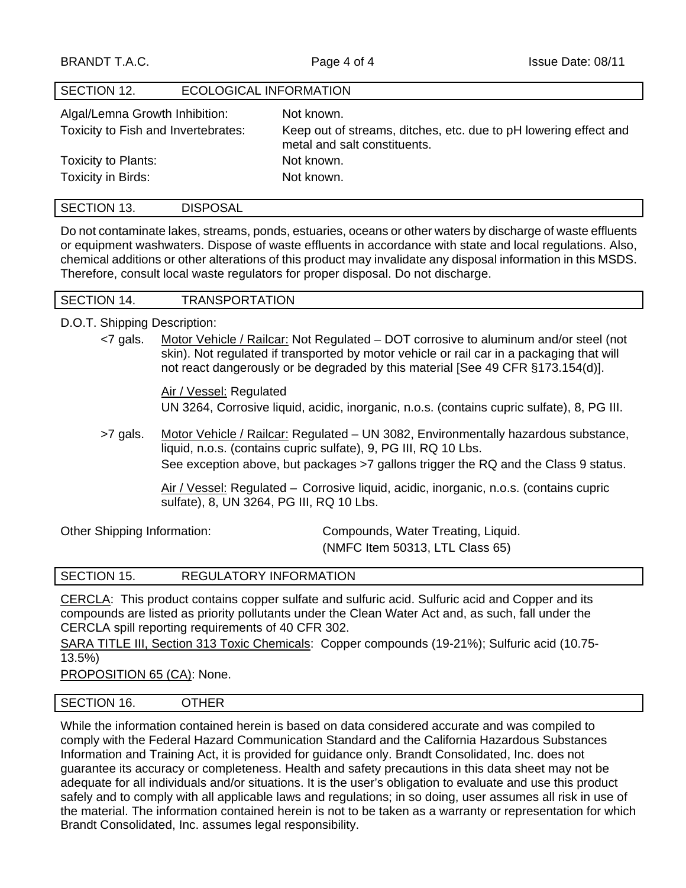## SECTION 12. ECOLOGICAL INFORMATION

| | |
|---|---|
| Algal/Lemna Growth Inhibition: | Not known. |
| Toxicity to Fish and Invertebrates: | Keep out of streams, ditches, etc. due to pH lowering effect and metal and salt constituents. |
| Toxicity to Plants: | Not known. |
| Toxicity in Birds: | Not known. |

## SECTION 13. DISPOSAL

Do not contaminate lakes, streams, ponds, estuaries, oceans or other waters by discharge of waste effluents or equipment washwaters. Dispose of waste effluents in accordance with state and local regulations. Also, chemical additions or other alterations of this product may invalidate any disposal information in this MSDS. Therefore, consult local waste regulators for proper disposal. Do not discharge.

## SECTION 14. TRANSPORTATION

D.O.T. Shipping Description:

<7 gals. Motor Vehicle / Railcar: Not Regulated – DOT corrosive to aluminum and/or steel (not skin). Not regulated if transported by motor vehicle or rail car in a packaging that will not react dangerously or be degraded by this material [See 49 CFR §173.154(d)].

Air / Vessel: Regulated
UN 3264, Corrosive liquid, acidic, inorganic, n.o.s. (contains cupric sulfate), 8, PG III.

>7 gals. Motor Vehicle / Railcar: Regulated – UN 3082, Environmentally hazardous substance, liquid, n.o.s. (contains cupric sulfate), 9, PG III, RQ 10 Lbs.
See exception above, but packages >7 gallons trigger the RQ and the Class 9 status.

Air / Vessel: Regulated – Corrosive liquid, acidic, inorganic, n.o.s. (contains cupric sulfate), 8, UN 3264, PG III, RQ 10 Lbs.

Other Shipping Information: Compounds, Water Treating, Liquid.
(NMFC Item 50313, LTL Class 65)

## SECTION 15. REGULATORY INFORMATION

CERCLA: This product contains copper sulfate and sulfuric acid. Sulfuric acid and Copper and its compounds are listed as priority pollutants under the Clean Water Act and, as such, fall under the CERCLA spill reporting requirements of 40 CFR 302.

SARA TITLE III, Section 313 Toxic Chemicals: Copper compounds (19-21%); Sulfuric acid (10.75-13.5%)

PROPOSITION 65 (CA): None.

## SECTION 16. OTHER

While the information contained herein is based on data considered accurate and was compiled to comply with the Federal Hazard Communication Standard and the California Hazardous Substances Information and Training Act, it is provided for guidance only. Brandt Consolidated, Inc. does not guarantee its accuracy or completeness. Health and safety precautions in this data sheet may not be adequate for all individuals and/or situations. It is the user's obligation to evaluate and use this product safely and to comply with all applicable laws and regulations; in so doing, user assumes all risk in use of the material. The information contained herein is not to be taken as a warranty or representation for which Brandt Consolidated, Inc. assumes legal responsibility.